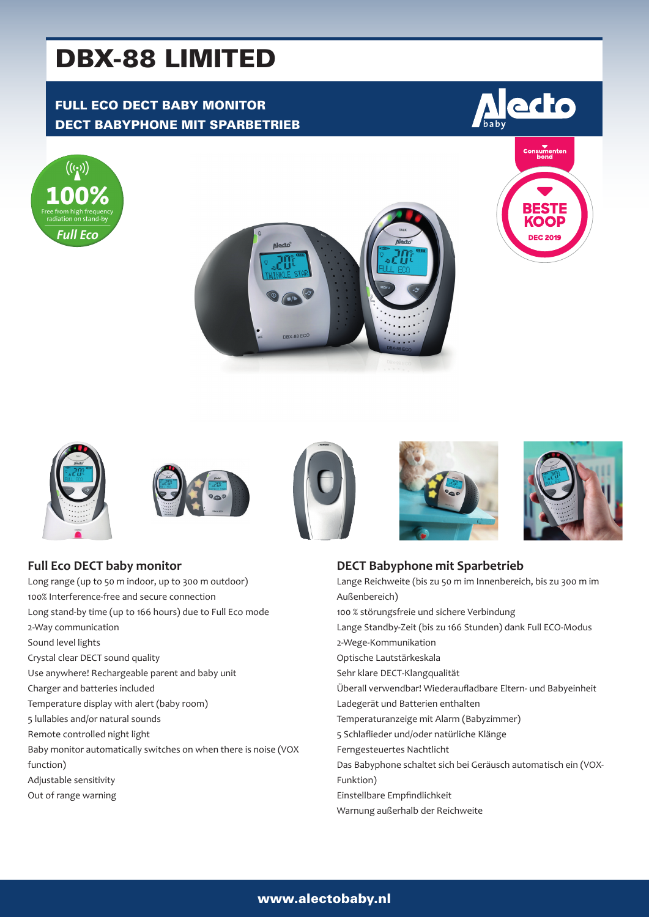# DBX-88 LIMITED

**FULL ECO DECT BABY MONITOR**
**DECT BABYPHONE MIT SPARBETRIEB**

100% Free from high frequency radiation on stand-by
Full Eco

Consumentenbond BESTE KOOP DEC 2019

## Full Eco DECT baby monitor

Long range (up to 50 m indoor, up to 300 m outdoor)
100% Interference-free and secure connection
Long stand-by time (up to 166 hours) due to Full Eco mode
2-Way communication
Sound level lights
Crystal clear DECT sound quality
Use anywhere! Rechargeable parent and baby unit
Charger and batteries included
Temperature display with alert (baby room)
5 lullabies and/or natural sounds
Remote controlled night light
Baby monitor automatically switches on when there is noise (VOX function)
Adjustable sensitivity
Out of range warning

## DECT Babyphone mit Sparbetrieb

Lange Reichweite (bis zu 50 m im Innenbereich, bis zu 300 m im Außenbereich)
100 % störungsfreie und sichere Verbindung
Lange Standby-Zeit (bis zu 166 Stunden) dank Full ECO-Modus
2-Wege-Kommunikation
Optische Lautstärkeskala
Sehr klare DECT-Klangqualität
Überall verwendbar! Wiederaufladbare Eltern- und Babyeinheit
Ladegerät und Batterien enthalten
Temperaturanzeige mit Alarm (Babyzimmer)
5 Schlaflieder und/oder natürliche Klänge
Ferngesteuertes Nachtlicht
Das Babyphone schaltet sich bei Geräusch automatisch ein (VOX-Funktion)
Einstellbare Empfindlichkeit
Warnung außerhalb der Reichweite

www.alectobaby.nl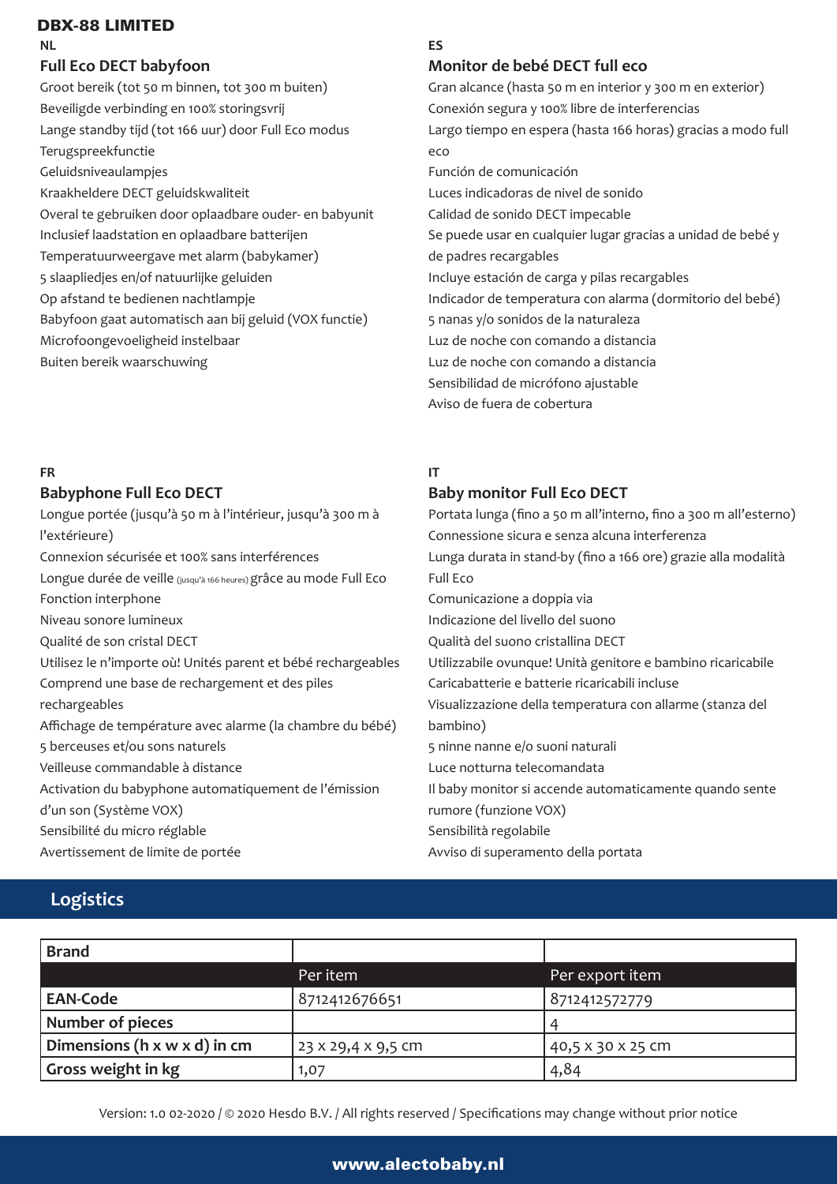# DBX-88 LIMITED

**NL**

### Full Eco DECT babyfoon

Groot bereik (tot 50 m binnen, tot 300 m buiten)
Beveiligde verbinding en 100% storingsvrij
Lange standby tijd (tot 166 uur) door Full Eco modus
Terugspreekfunctie
Geluidsniveaulampjes
Kraakheldere DECT geluidskwaliteit
Overal te gebruiken door oplaadbare ouder- en babyunit
Inclusief laadstation en oplaadbare batterijen
Temperatuurweergave met alarm (babykamer)
5 slaapliedjes en/of natuurlijke geluiden
Op afstand te bedienen nachtlampje
Babyfoon gaat automatisch aan bij geluid (VOX functie)
Microfoongevoeligheid instelbaar
Buiten bereik waarschuwing

**ES**

### Monitor de bebé DECT full eco

Gran alcance (hasta 50 m en interior y 300 m en exterior)
Conexión segura y 100% libre de interferencias
Largo tiempo en espera (hasta 166 horas) gracias a modo full eco
Función de comunicación
Luces indicadoras de nivel de sonido
Calidad de sonido DECT impecable
Se puede usar en cualquier lugar gracias a unidad de bebé y de padres recargables
Incluye estación de carga y pilas recargables
Indicador de temperatura con alarma (dormitorio del bebé)
5 nanas y/o sonidos de la naturaleza
Luz de noche con comando a distancia
Luz de noche con comando a distancia
Sensibilidad de micrófono ajustable
Aviso de fuera de cobertura

**FR**

### Babyphone Full Eco DECT

Longue portée (jusqu'à 50 m à l'intérieur, jusqu'à 300 m à l'extérieure)
Connexion sécurisée et 100% sans interférences
Longue durée de veille (jusqu'à 166 heures) grâce au mode Full Eco
Fonction interphone
Niveau sonore lumineux
Qualité de son cristal DECT
Utilisez le n'importe où! Unités parent et bébé rechargeables
Comprend une base de rechargement et des piles rechargeables
Affichage de température avec alarme (la chambre du bébé)
5 berceuses et/ou sons naturels
Veilleuse commandable à distance
Activation du babyphone automatiquement de l'émission d'un son (Système VOX)
Sensibilité du micro réglable
Avertissement de limite de portée

**IT**

### Baby monitor Full Eco DECT

Portata lunga (fino a 50 m all'interno, fino a 300 m all'esterno)
Connessione sicura e senza alcuna interferenza
Lunga durata in stand-by (fino a 166 ore) grazie alla modalità Full Eco
Comunicazione a doppia via
Indicazione del livello del suono
Qualità del suono cristallina DECT
Utilizzabile ovunque! Unità genitore e bambino ricaricabile
Caricabatterie e batterie ricaricabili incluse
Visualizzazione della temperatura con allarme (stanza del bambino)
5 ninne nanne e/o suoni naturali
Luce notturna telecomandata
Il baby monitor si accende automaticamente quando sente rumore (funzione VOX)
Sensibilità regolabile
Avviso di superamento della portata

## Logistics

| Brand | | |
|---|---|---|
| | Per item | Per export item |
| EAN-Code | 8712412676651 | 8712412572779 |
| Number of pieces | | 4 |
| Dimensions (h x w x d) in cm | 23 x 29,4 x 9,5 cm | 40,5 x 30 x 25 cm |
| Gross weight in kg | 1,07 | 4,84 |

Version: 1.0 02-2020 / © 2020 Hesdo B.V. / All rights reserved / Specifications may change without prior notice

www.alectobaby.nl